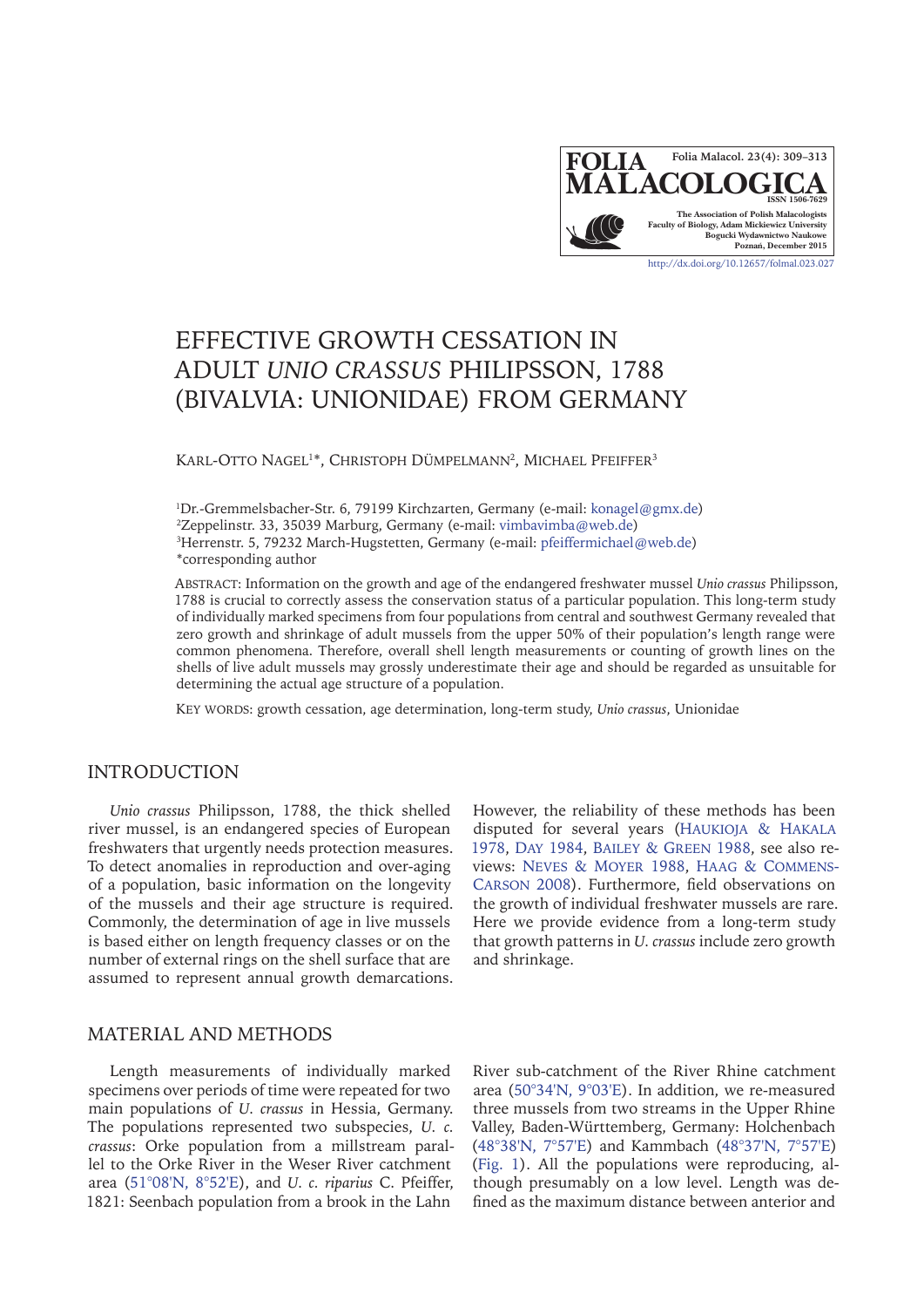http://dx.doi.org/10.12657/folmal.023.027

# EFFECTIVE GROWTH CESSATION IN ADULT *UNIO CRASSUS* PHILIPSSON, 1788 (BIVALVIA: UNIONIDAE) FROM GERMANY

Karl-Otto Nagel[1]*, Christoph Dümpelmann[2], Michael Pfeiffer[3]

[1]Dr.-Gremmelsbacher-Str. 6, 79199 Kirchzarten, Germany (e-mail: konagel@gmx.de)
[2]Zeppelinstr. 33, 35039 Marburg, Germany (e-mail: vimbavimba@web.de)
[3]Herrenstr. 5, 79232 March-Hugstetten, Germany (e-mail: pfeiffermichael@web.de)
*corresponding author

ABSTRACT: Information on the growth and age of the endangered freshwater mussel *Unio crassus* Philipsson, 1788 is crucial to correctly assess the conservation status of a particular population. This long-term study of individually marked specimens from four populations from central and southwest Germany revealed that zero growth and shrinkage of adult mussels from the upper 50% of their population's length range were common phenomena. Therefore, overall shell length measurements or counting of growth lines on the shells of live adult mussels may grossly underestimate their age and should be regarded as unsuitable for determining the actual age structure of a population.

KEY WORDS: growth cessation, age determination, long-term study, *Unio crassus*, Unionidae

## INTRODUCTION

*Unio crassus* Philipsson, 1788, the thick shelled river mussel, is an endangered species of European freshwaters that urgently needs protection measures. To detect anomalies in reproduction and over-aging of a population, basic information on the longevity of the mussels and their age structure is required. Commonly, the determination of age in live mussels is based either on length frequency classes or on the number of external rings on the shell surface that are assumed to represent annual growth demarcations. However, the reliability of these methods has been disputed for several years (Haukioja & Hakala 1978, Day 1984, Bailey & Green 1988, see also reviews: Neves & Moyer 1988, Haag & Commens-Carson 2008). Furthermore, field observations on the growth of individual freshwater mussels are rare. Here we provide evidence from a long-term study that growth patterns in *U. crassus* include zero growth and shrinkage.

## MATERIAL AND METHODS

Length measurements of individually marked specimens over periods of time were repeated for two main populations of *U. crassus* in Hessia, Germany. The populations represented two subspecies, *U. c. crassus*: Orke population from a millstream parallel to the Orke River in the Weser River catchment area (51°08'N, 8°52'E), and *U. c. riparius* C. Pfeiffer, 1821: Seenbach population from a brook in the Lahn River sub-catchment of the River Rhine catchment area (50°34'N, 9°03'E). In addition, we re-measured three mussels from two streams in the Upper Rhine Valley, Baden-Württemberg, Germany: Holchenbach (48°38'N, 7°57'E) and Kammbach (48°37'N, 7°57'E) (Fig. 1). All the populations were reproducing, although presumably on a low level. Length was defined as the maximum distance between anterior and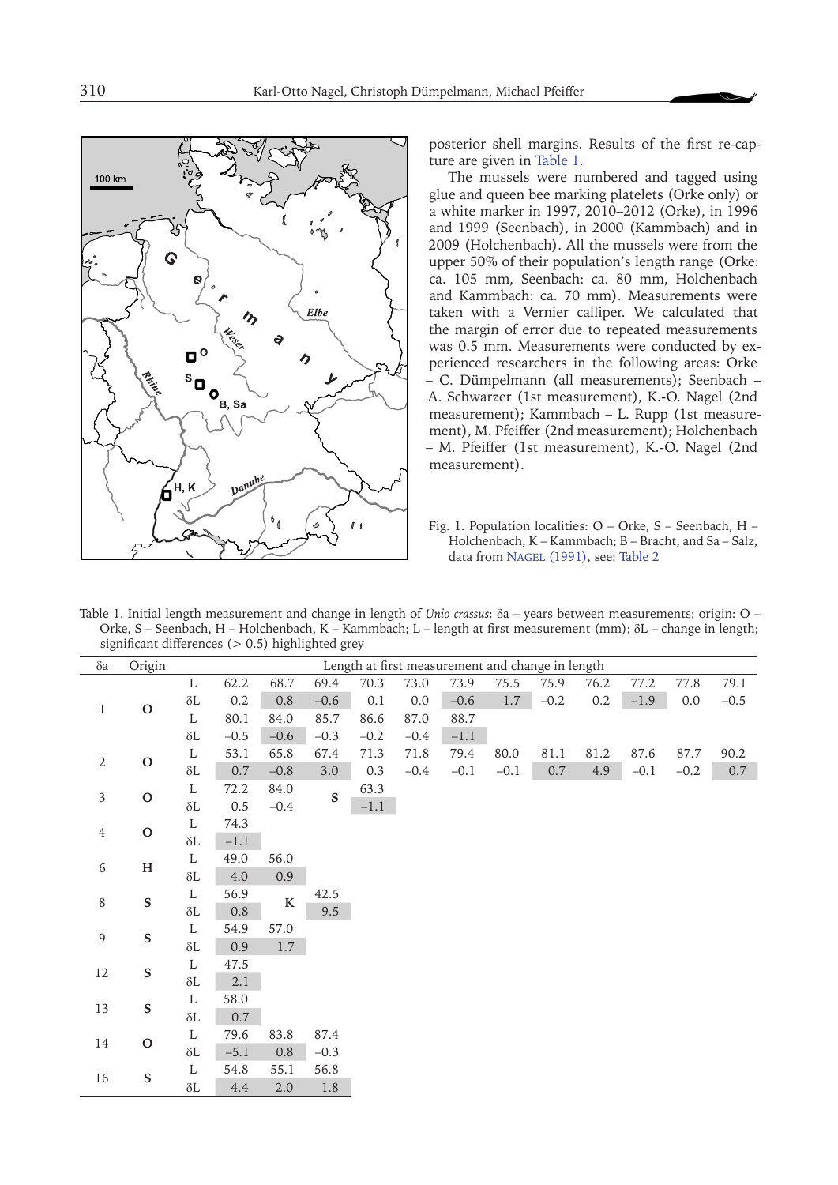posterior shell margins. Results of the first re-capture are given in Table 1.

The mussels were numbered and tagged using glue and queen bee marking platelets (Orke only) or a white marker in 1997, 2010–2012 (Orke), in 1996 and 1999 (Seenbach), in 2000 (Kammbach) and in 2009 (Holchenbach). All the mussels were from the upper 50% of their population's length range (Orke: ca. 105 mm, Seenbach: ca. 80 mm, Holchenbach and Kammbach: ca. 70 mm). Measurements were taken with a Vernier calliper. We calculated that the margin of error due to repeated measurements was 0.5 mm. Measurements were conducted by experienced researchers in the following areas: Orke – C. Dümpelmann (all measurements); Seenbach – A. Schwarzer (1st measurement), K.-O. Nagel (2nd measurement); Kammbach – L. Rupp (1st measurement), M. Pfeiffer (2nd measurement); Holchenbach – M. Pfeiffer (1st measurement), K.-O. Nagel (2nd measurement).

Fig. 1. Population localities: O – Orke, S – Seenbach, H – Holchenbach, K – Kammbach; B – Bracht, and Sa – Salz, data from Nagel (1991), see: Table 2

Table 1. Initial length measurement and change in length of *Unio crassus*: δa – years between measurements; origin: O – Orke, S – Seenbach, H – Holchenbach, K – Kammbach; L – length at first measurement (mm); δL – change in length; significant differences (> 0.5) highlighted grey

| δa | Origin | | Length at first measurement and change in length | | | | | | | | | | | |
|---|---|---|---|---|---|---|---|---|---|---|---|---|---|---|
| 1 | O | L | 62.2 | 68.7 | 69.4 | 70.3 | 73.0 | 73.9 | 75.5 | 75.9 | 76.2 | 77.2 | 77.8 | 79.1 |
| | | δL | 0.2 | 0.8 | –0.6 | 0.1 | 0.0 | –0.6 | 1.7 | –0.2 | 0.2 | –1.9 | 0.0 | –0.5 |
| | | L | 80.1 | 84.0 | 85.7 | 86.6 | 87.0 | 88.7 | | | | | | |
| | | δL | –0.5 | –0.6 | –0.3 | –0.2 | –0.4 | –1.1 | | | | | | |
| 2 | O | L | 53.1 | 65.8 | 67.4 | 71.3 | 71.8 | 79.4 | 80.0 | 81.1 | 81.2 | 87.6 | 87.7 | 90.2 |
| | | δL | 0.7 | –0.8 | 3.0 | 0.3 | –0.4 | –0.1 | –0.1 | 0.7 | 4.9 | –0.1 | –0.2 | 0.7 |
| 3 | O | L | 72.2 | 84.0 | S | 63.3 | | | | | | | | |
| | | δL | 0.5 | –0.4 | | –1.1 | | | | | | | | |
| 4 | O | L | 74.3 | | | | | | | | | | | |
| | | δL | –1.1 | | | | | | | | | | | |
| 6 | H | L | 49.0 | 56.0 | | | | | | | | | | |
| | | δL | 4.0 | 0.9 | | | | | | | | | | |
| 8 | S | L | 56.9 | K | 42.5 | | | | | | | | | |
| | | δL | 0.8 | | 9.5 | | | | | | | | | |
| 9 | S | L | 54.9 | 57.0 | | | | | | | | | | |
| | | δL | 0.9 | 1.7 | | | | | | | | | | |
| 12 | S | L | 47.5 | | | | | | | | | | | |
| | | δL | 2.1 | | | | | | | | | | | |
| 13 | S | L | 58.0 | | | | | | | | | | | |
| | | δL | 0.7 | | | | | | | | | | | |
| 14 | O | L | 79.6 | 83.8 | 87.4 | | | | | | | | | |
| | | δL | –5.1 | 0.8 | –0.3 | | | | | | | | | |
| 16 | S | L | 54.8 | 55.1 | 56.8 | | | | | | | | | |
| | | δL | 4.4 | 2.0 | 1.8 | | | | | | | | | |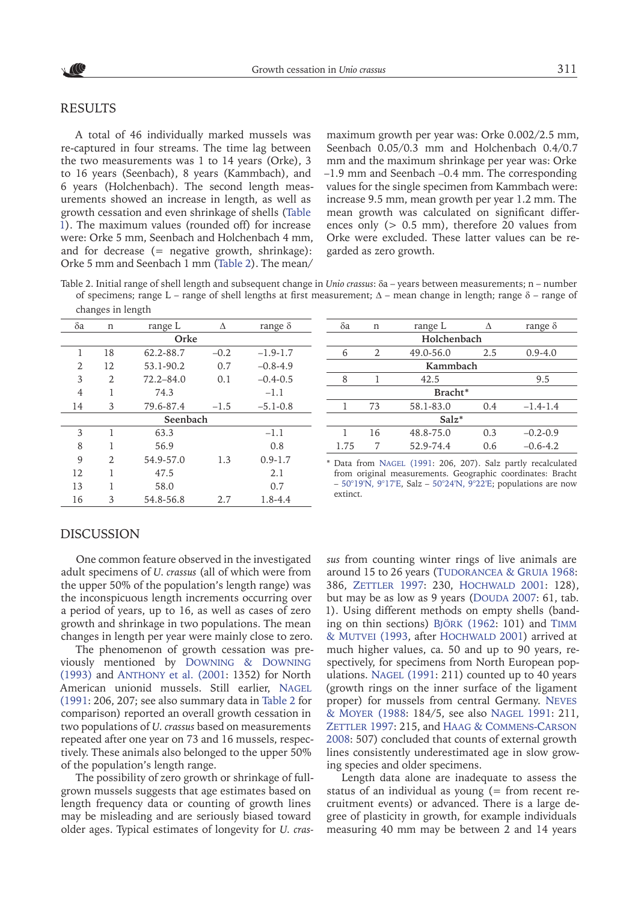## RESULTS

A total of 46 individually marked mussels was re-captured in four streams. The time lag between the two measurements was 1 to 14 years (Orke), 3 to 16 years (Seenbach), 8 years (Kammbach), and 6 years (Holchenbach). The second length measurements showed an increase in length, as well as growth cessation and even shrinkage of shells (Table 1). The maximum values (rounded off) for increase were: Orke 5 mm, Seenbach and Holchenbach 4 mm, and for decrease (= negative growth, shrinkage): Orke 5 mm and Seenbach 1 mm (Table 2). The mean/maximum growth per year was: Orke 0.002/2.5 mm, Seenbach 0.05/0.3 mm and Holchenbach 0.4/0.7 mm and the maximum shrinkage per year was: Orke –1.9 mm and Seenbach –0.4 mm. The corresponding values for the single specimen from Kammbach were: increase 9.5 mm, mean growth per year 1.2 mm. The mean growth was calculated on significant differences only (> 0.5 mm), therefore 20 values from Orke were excluded. These latter values can be regarded as zero growth.

Table 2. Initial range of shell length and subsequent change in *Unio crassus*: δa – years between measurements; n – number of specimens; range L – range of shell lengths at first measurement; Δ – mean change in length; range δ – range of changes in length

| δa | n | range L | Δ | range δ |
|---|---|---|---|---|
| **Orke** | | | | |
| 1 | 18 | 62.2-88.7 | –0.2 | –1.9-1.7 |
| 2 | 12 | 53.1-90.2 | 0.7 | –0.8-4.9 |
| 3 | 2 | 72.2–84.0 | 0.1 | –0.4-0.5 |
| 4 | 1 | 74.3 | | –1.1 |
| 14 | 3 | 79.6-87.4 | –1.5 | –5.1-0.8 |
| **Seenbach** | | | | |
| 3 | 1 | 63.3 | | –1.1 |
| 8 | 1 | 56.9 | | 0.8 |
| 9 | 2 | 54.9-57.0 | 1.3 | 0.9-1.7 |
| 12 | 1 | 47.5 | | 2.1 |
| 13 | 1 | 58.0 | | 0.7 |
| 16 | 3 | 54.8-56.8 | 2.7 | 1.8-4.4 |
| **Holchenbach** | | | | |
| 6 | 2 | 49.0-56.0 | 2.5 | 0.9-4.0 |
| **Kammbach** | | | | |
| 8 | 1 | 42.5 | | 9.5 |
| **Bracht*** | | | | |
| 1 | 73 | 58.1-83.0 | 0.4 | –1.4-1.4 |
| **Salz*** | | | | |
| 1 | 16 | 48.8-75.0 | 0.3 | –0.2-0.9 |
| 1.75 | 7 | 52.9-74.4 | 0.6 | –0.6-4.2 |

* Data from Nagel (1991: 206, 207). Salz partly recalculated from original measurements. Geographic coordinates: Bracht – 50°19'N, 9°17'E, Salz – 50°24'N, 9°22'E; populations are now extinct.

## DISCUSSION

One common feature observed in the investigated adult specimens of *U. crassus* (all of which were from the upper 50% of the population's length range) was the inconspicuous length increments occurring over a period of years, up to 16, as well as cases of zero growth and shrinkage in two populations. The mean changes in length per year were mainly close to zero.

The phenomenon of growth cessation was previously mentioned by Downing & Downing (1993) and Anthony et al. (2001: 1352) for North American unionid mussels. Still earlier, Nagel (1991: 206, 207; see also summary data in Table 2 for comparison) reported an overall growth cessation in two populations of *U. crassus* based on measurements repeated after one year on 73 and 16 mussels, respectively. These animals also belonged to the upper 50% of the population's length range.

The possibility of zero growth or shrinkage of full-grown mussels suggests that age estimates based on length frequency data or counting of growth lines may be misleading and are seriously biased toward older ages. Typical estimates of longevity for *U. crassus* from counting winter rings of live animals are around 15 to 26 years (Tudorancea & Gruia 1968: 386, Zettler 1997: 230, Hochwald 2001: 128), but may be as low as 9 years (Douda 2007: 61, tab. 1). Using different methods on empty shells (banding on thin sections) Björk (1962: 101) and Timm & Mutvei (1993, after Hochwald 2001) arrived at much higher values, ca. 50 and up to 90 years, respectively, for specimens from North European populations. Nagel (1991: 211) counted up to 40 years (growth rings on the inner surface of the ligament proper) for mussels from central Germany. Neves & Moyer (1988: 184/5, see also Nagel 1991: 211, Zettler 1997: 215, and Haag & Commens-Carson 2008: 507) concluded that counts of external growth lines consistently underestimated age in slow growing species and older specimens.

Length data alone are inadequate to assess the status of an individual as young (= from recent recruitment events) or advanced. There is a large degree of plasticity in growth, for example individuals measuring 40 mm may be between 2 and 14 years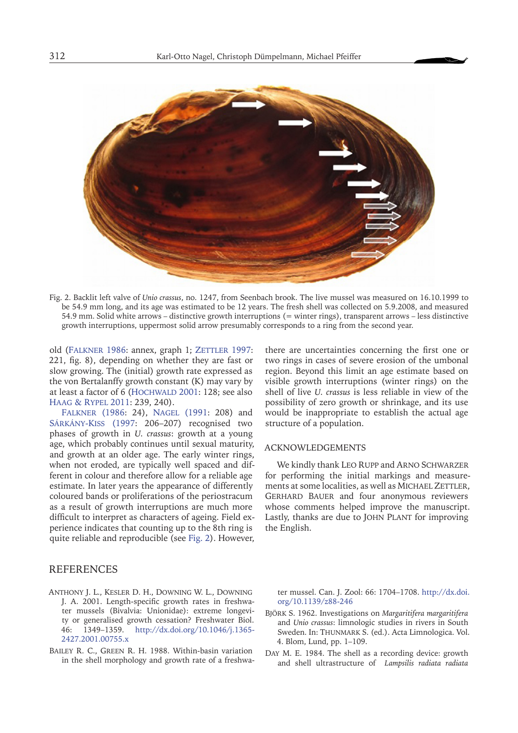Fig. 2. Backlit left valve of *Unio crassus*, no. 1247, from Seenbach brook. The live mussel was measured on 16.10.1999 to be 54.9 mm long, and its age was estimated to be 12 years. The fresh shell was collected on 5.9.2008, and measured 54.9 mm. Solid white arrows – distinctive growth interruptions (= winter rings), transparent arrows – less distinctive growth interruptions, uppermost solid arrow presumably corresponds to a ring from the second year.

old (Falkner 1986: annex, graph 1; Zettler 1997: 221, fig. 8), depending on whether they are fast or slow growing. The (initial) growth rate expressed as the von Bertalanffy growth constant (K) may vary by at least a factor of 6 (Hochwald 2001: 128; see also Haag & Rypel 2011: 239, 240).

Falkner (1986: 24), Nagel (1991: 208) and Sárkány-Kiss (1997: 206–207) recognised two phases of growth in *U. crassus*: growth at a young age, which probably continues until sexual maturity, and growth at an older age. The early winter rings, when not eroded, are typically well spaced and different in colour and therefore allow for a reliable age estimate. In later years the appearance of differently coloured bands or proliferations of the periostracum as a result of growth interruptions are much more difficult to interpret as characters of ageing. Field experience indicates that counting up to the 8th ring is quite reliable and reproducible (see Fig. 2). However, there are uncertainties concerning the first one or two rings in cases of severe erosion of the umbonal region. Beyond this limit an age estimate based on visible growth interruptions (winter rings) on the shell of live *U. crassus* is less reliable in view of the possibility of zero growth or shrinkage, and its use would be inappropriate to establish the actual age structure of a population.

## ACKNOWLEDGEMENTS

We kindly thank Leo Rupp and Arno Schwarzer for performing the initial markings and measurements at some localities, as well as Michael Zettler, Gerhard Bauer and four anonymous reviewers whose comments helped improve the manuscript. Lastly, thanks are due to John Plant for improving the English.

## REFERENCES

Anthony J. L., Kesler D. H., Downing W. L., Downing J. A. 2001. Length-specific growth rates in freshwater mussels (Bivalvia: Unionidae): extreme longevity or generalised growth cessation? Freshwater Biol. 46: 1349–1359. http://dx.doi.org/10.1046/j.1365-2427.2001.00755.x

Bailey R. C., Green R. H. 1988. Within-basin variation in the shell morphology and growth rate of a freshwater mussel. Can. J. Zool: 66: 1704–1708. http://dx.doi.org/10.1139/z88-246

Björk S. 1962. Investigations on *Margaritifera margaritifera* and *Unio crassus*: limnologic studies in rivers in South Sweden. In: Thunmark S. (ed.). Acta Limnologica. Vol. 4. Blom, Lund, pp. 1–109.

Day M. E. 1984. The shell as a recording device: growth and shell ultrastructure of *Lampsilis radiata radiata*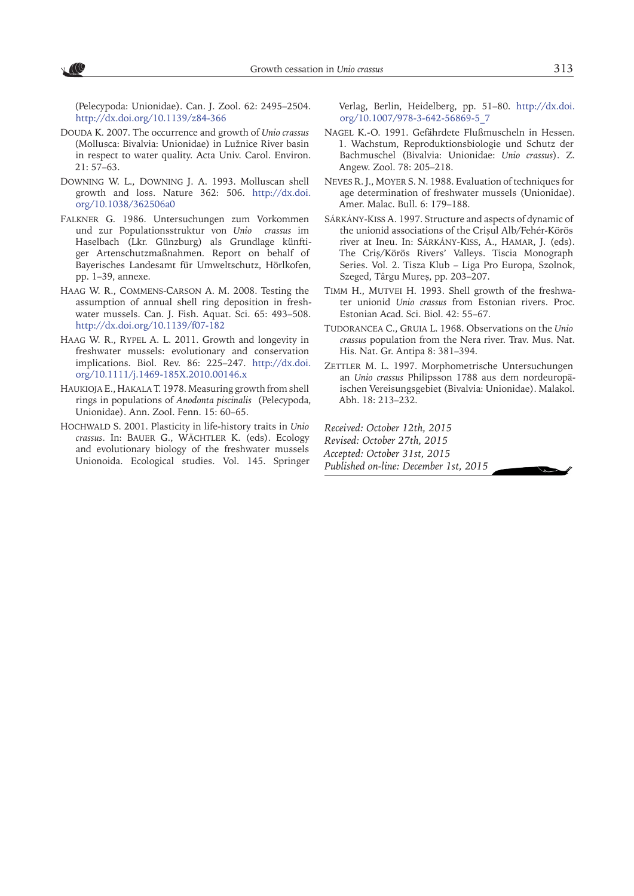(Pelecypoda: Unionidae). Can. J. Zool. 62: 2495–2504. http://dx.doi.org/10.1139/z84-366

DOUDA K. 2007. The occurrence and growth of *Unio crassus* (Mollusca: Bivalvia: Unionidae) in Lužnice River basin in respect to water quality. Acta Univ. Carol. Environ. 21: 57–63.

DOWNING W. L., DOWNING J. A. 1993. Molluscan shell growth and loss. Nature 362: 506. http://dx.doi.org/10.1038/362506a0

FALKNER G. 1986. Untersuchungen zum Vorkommen und zur Populationsstruktur von *Unio crassus* im Haselbach (Lkr. Günzburg) als Grundlage künftiger Artenschutzmaßnahmen. Report on behalf of Bayerisches Landesamt für Umweltschutz, Hörlkofen, pp. 1–39, annexe.

HAAG W. R., COMMENS-CARSON A. M. 2008. Testing the assumption of annual shell ring deposition in freshwater mussels. Can. J. Fish. Aquat. Sci. 65: 493–508. http://dx.doi.org/10.1139/f07-182

HAAG W. R., RYPEL A. L. 2011. Growth and longevity in freshwater mussels: evolutionary and conservation implications. Biol. Rev. 86: 225–247. http://dx.doi.org/10.1111/j.1469-185X.2010.00146.x

HAUKIOJA E., HAKALA T. 1978. Measuring growth from shell rings in populations of *Anodonta piscinalis* (Pelecypoda, Unionidae). Ann. Zool. Fenn. 15: 60–65.

HOCHWALD S. 2001. Plasticity in life-history traits in *Unio crassus*. In: BAUER G., WÄCHTLER K. (eds). Ecology and evolutionary biology of the freshwater mussels Unionoida. Ecological studies. Vol. 145. Springer Verlag, Berlin, Heidelberg, pp. 51–80. http://dx.doi.org/10.1007/978-3-642-56869-5_7

NAGEL K.-O. 1991. Gefährdete Flußmuscheln in Hessen. 1. Wachstum, Reproduktionsbiologie und Schutz der Bachmuschel (Bivalvia: Unionidae: *Unio crassus*). Z. Angew. Zool. 78: 205–218.

NEVES R. J., MOYER S. N. 1988. Evaluation of techniques for age determination of freshwater mussels (Unionidae). Amer. Malac. Bull. 6: 179–188.

SÁRKÁNY-KISS A. 1997. Structure and aspects of dynamic of the unionid associations of the Crişul Alb/Fehér-Körös river at Ineu. In: SÁRKÁNY-KISS, A., HAMAR, J. (eds). The Criş/Körös Rivers' Valleys. Tiscia Monograph Series. Vol. 2. Tisza Klub – Liga Pro Europa, Szolnok, Szeged, Târgu Mureş, pp. 203–207.

TIMM H., MUTVEI H. 1993. Shell growth of the freshwater unionid *Unio crassus* from Estonian rivers. Proc. Estonian Acad. Sci. Biol. 42: 55–67.

TUDORANCEA C., GRUIA L. 1968. Observations on the *Unio crassus* population from the Nera river. Trav. Mus. Nat. His. Nat. Gr. Antipa 8: 381–394.

ZETTLER M. L. 1997. Morphometrische Untersuchungen an *Unio crassus* Philipsson 1788 aus dem nordeuropäischen Vereisungsgebiet (Bivalvia: Unionidae). Malakol. Abh. 18: 213–232.

*Received: October 12th, 2015*
*Revised: October 27th, 2015*
*Accepted: October 31st, 2015*
*Published on-line: December 1st, 2015*